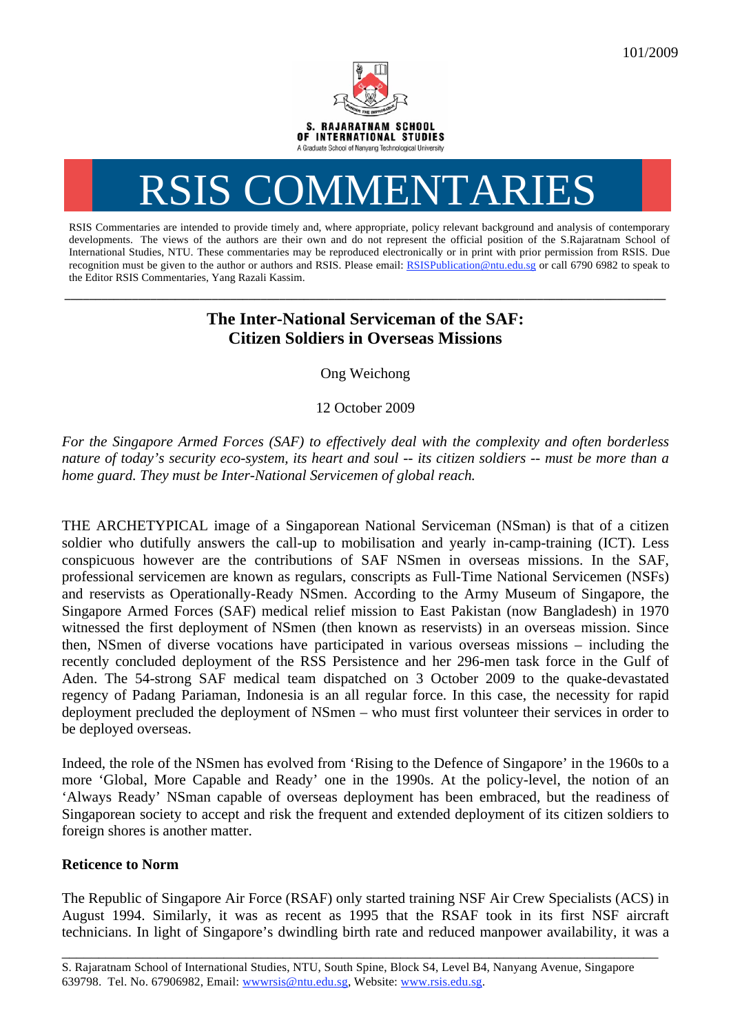101/2009

S. RAJARATNAM SCHOOL OF INTERNATIONAL STUDIES
A Graduate School of Nanyang Technological University

# RSIS COMMENTARIES

RSIS Commentaries are intended to provide timely and, where appropriate, policy relevant background and analysis of contemporary developments. The views of the authors are their own and do not represent the official position of the S.Rajaratnam School of International Studies, NTU. These commentaries may be reproduced electronically or in print with prior permission from RSIS. Due recognition must be given to the author or authors and RSIS. Please email: RSISPublication@ntu.edu.sg or call 6790 6982 to speak to the Editor RSIS Commentaries, Yang Razali Kassim.

---

## The Inter-National Serviceman of the SAF: Citizen Soldiers in Overseas Missions

Ong Weichong

12 October 2009

*For the Singapore Armed Forces (SAF) to effectively deal with the complexity and often borderless nature of today's security eco-system, its heart and soul -- its citizen soldiers -- must be more than a home guard. They must be Inter-National Servicemen of global reach.*

THE ARCHETYPICAL image of a Singaporean National Serviceman (NSman) is that of a citizen soldier who dutifully answers the call-up to mobilisation and yearly in-camp-training (ICT). Less conspicuous however are the contributions of SAF NSmen in overseas missions. In the SAF, professional servicemen are known as regulars, conscripts as Full-Time National Servicemen (NSFs) and reservists as Operationally-Ready NSmen. According to the Army Museum of Singapore, the Singapore Armed Forces (SAF) medical relief mission to East Pakistan (now Bangladesh) in 1970 witnessed the first deployment of NSmen (then known as reservists) in an overseas mission. Since then, NSmen of diverse vocations have participated in various overseas missions – including the recently concluded deployment of the RSS Persistence and her 296-men task force in the Gulf of Aden. The 54-strong SAF medical team dispatched on 3 October 2009 to the quake-devastated regency of Padang Pariaman, Indonesia is an all regular force. In this case, the necessity for rapid deployment precluded the deployment of NSmen – who must first volunteer their services in order to be deployed overseas.

Indeed, the role of the NSmen has evolved from 'Rising to the Defence of Singapore' in the 1960s to a more 'Global, More Capable and Ready' one in the 1990s. At the policy-level, the notion of an 'Always Ready' NSman capable of overseas deployment has been embraced, but the readiness of Singaporean society to accept and risk the frequent and extended deployment of its citizen soldiers to foreign shores is another matter.

### Reticence to Norm

The Republic of Singapore Air Force (RSAF) only started training NSF Air Crew Specialists (ACS) in August 1994. Similarly, it was as recent as 1995 that the RSAF took in its first NSF aircraft technicians. In light of Singapore's dwindling birth rate and reduced manpower availability, it was a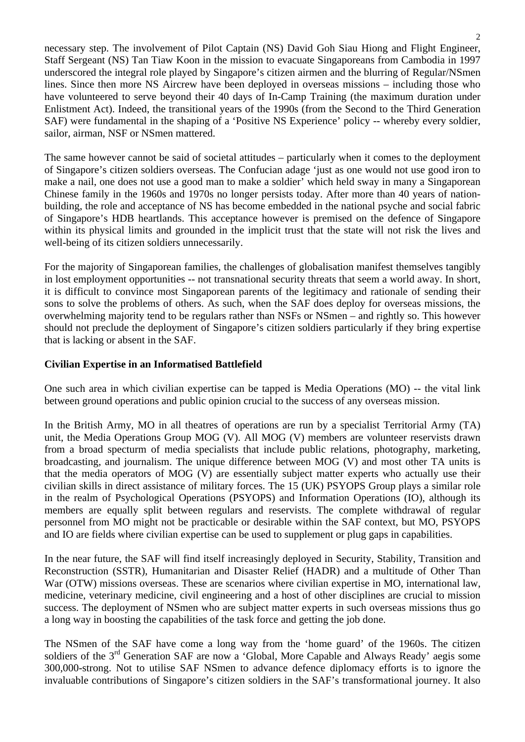necessary step. The involvement of Pilot Captain (NS) David Goh Siau Hiong and Flight Engineer, Staff Sergeant (NS) Tan Tiaw Koon in the mission to evacuate Singaporeans from Cambodia in 1997 underscored the integral role played by Singapore's citizen airmen and the blurring of Regular/NSmen lines. Since then more NS Aircrew have been deployed in overseas missions – including those who have volunteered to serve beyond their 40 days of In-Camp Training (the maximum duration under Enlistment Act). Indeed, the transitional years of the 1990s (from the Second to the Third Generation SAF) were fundamental in the shaping of a 'Positive NS Experience' policy -- whereby every soldier, sailor, airman, NSF or NSmen mattered.

The same however cannot be said of societal attitudes – particularly when it comes to the deployment of Singapore's citizen soldiers overseas. The Confucian adage 'just as one would not use good iron to make a nail, one does not use a good man to make a soldier' which held sway in many a Singaporean Chinese family in the 1960s and 1970s no longer persists today. After more than 40 years of nation-building, the role and acceptance of NS has become embedded in the national psyche and social fabric of Singapore's HDB heartlands. This acceptance however is premised on the defence of Singapore within its physical limits and grounded in the implicit trust that the state will not risk the lives and well-being of its citizen soldiers unnecessarily.

For the majority of Singaporean families, the challenges of globalisation manifest themselves tangibly in lost employment opportunities -- not transnational security threats that seem a world away. In short, it is difficult to convince most Singaporean parents of the legitimacy and rationale of sending their sons to solve the problems of others. As such, when the SAF does deploy for overseas missions, the overwhelming majority tend to be regulars rather than NSFs or NSmen – and rightly so. This however should not preclude the deployment of Singapore's citizen soldiers particularly if they bring expertise that is lacking or absent in the SAF.

**Civilian Expertise in an Informatised Battlefield**

One such area in which civilian expertise can be tapped is Media Operations (MO) -- the vital link between ground operations and public opinion crucial to the success of any overseas mission.

In the British Army, MO in all theatres of operations are run by a specialist Territorial Army (TA) unit, the Media Operations Group MOG (V). All MOG (V) members are volunteer reservists drawn from a broad specturm of media specialists that include public relations, photography, marketing, broadcasting, and journalism. The unique difference between MOG (V) and most other TA units is that the media operators of MOG (V) are essentially subject matter experts who actually use their civilian skills in direct assistance of military forces. The 15 (UK) PSYOPS Group plays a similar role in the realm of Psychological Operations (PSYOPS) and Information Operations (IO), although its members are equally split between regulars and reservists. The complete withdrawal of regular personnel from MO might not be practicable or desirable within the SAF context, but MO, PSYOPS and IO are fields where civilian expertise can be used to supplement or plug gaps in capabilities.

In the near future, the SAF will find itself increasingly deployed in Security, Stability, Transition and Reconstruction (SSTR), Humanitarian and Disaster Relief (HADR) and a multitude of Other Than War (OTW) missions overseas. These are scenarios where civilian expertise in MO, international law, medicine, veterinary medicine, civil engineering and a host of other disciplines are crucial to mission success. The deployment of NSmen who are subject matter experts in such overseas missions thus go a long way in boosting the capabilities of the task force and getting the job done.

The NSmen of the SAF have come a long way from the 'home guard' of the 1960s. The citizen soldiers of the 3rd Generation SAF are now a 'Global, More Capable and Always Ready' aegis some 300,000-strong. Not to utilise SAF NSmen to advance defence diplomacy efforts is to ignore the invaluable contributions of Singapore's citizen soldiers in the SAF's transformational journey. It also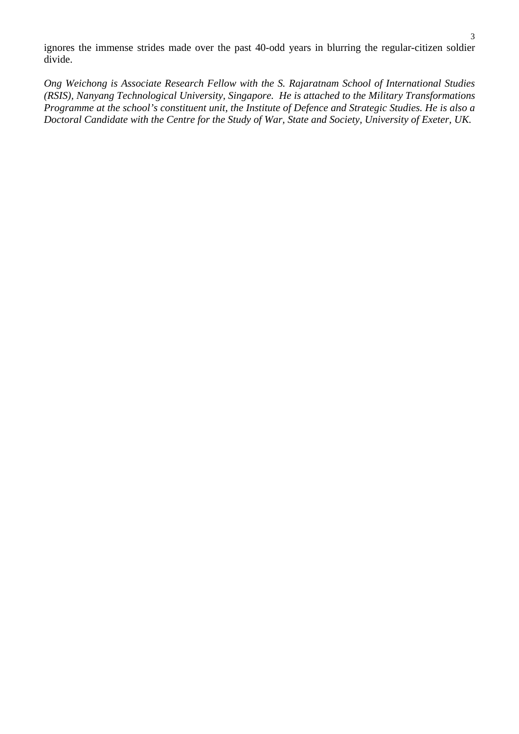ignores the immense strides made over the past 40-odd years in blurring the regular-citizen soldier divide.

*Ong Weichong is Associate Research Fellow with the S. Rajaratnam School of International Studies (RSIS), Nanyang Technological University, Singapore. He is attached to the Military Transformations Programme at the school's constituent unit, the Institute of Defence and Strategic Studies. He is also a Doctoral Candidate with the Centre for the Study of War, State and Society, University of Exeter, UK.*